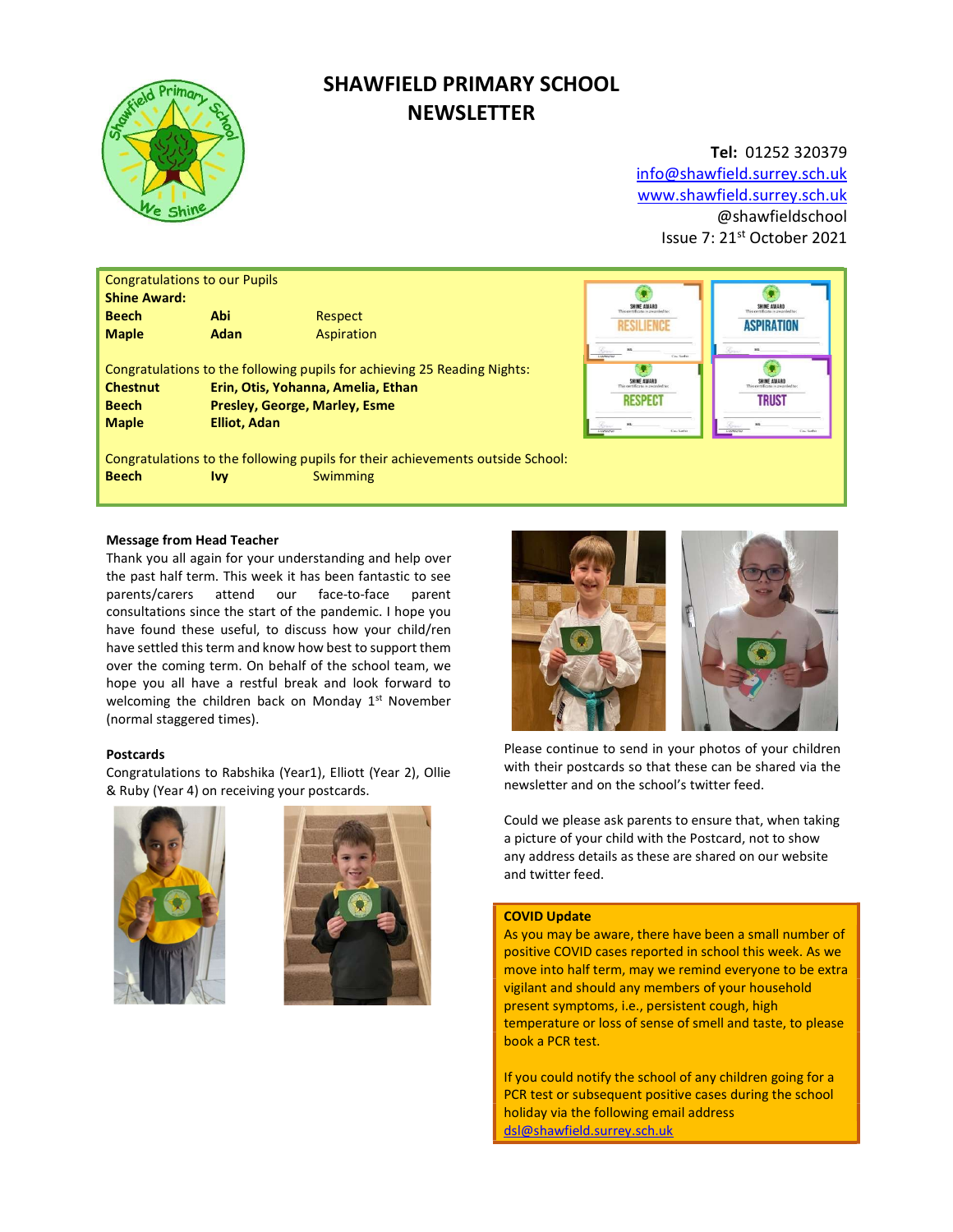# SHAWFIELD PRIMARY SCHOOL NEWSLETTER

**Tel:** 01252 320379
info@shawfield.surrey.sch.uk
www.shawfield.surrey.sch.uk
@shawfieldschool
Issue 7: 21st October 2021

Congratulations to our Pupils

**Shine Award:**

| | | |
|---|---|---|
| **Beech** | **Abi** | Respect |
| **Maple** | **Adan** | Aspiration |

Congratulations to the following pupils for achieving 25 Reading Nights:

| | |
|---|---|
| **Chestnut** | **Erin, Otis, Yohanna, Amelia, Ethan** |
| **Beech** | **Presley, George, Marley, Esme** |
| **Maple** | **Elliot, Adan** |

Congratulations to the following pupils for their achievements outside School:

| | | |
|---|---|---|
| **Beech** | **Ivy** | Swimming |

**Message from Head Teacher**

Thank you all again for your understanding and help over the past half term. This week it has been fantastic to see parents/carers attend our face-to-face parent consultations since the start of the pandemic. I hope you have found these useful, to discuss how your child/ren have settled this term and know how best to support them over the coming term. On behalf of the school team, we hope you all have a restful break and look forward to welcoming the children back on Monday 1st November (normal staggered times).

**Postcards**

Congratulations to Rabshika (Year1), Elliott (Year 2), Ollie & Ruby (Year 4) on receiving your postcards.

Please continue to send in your photos of your children with their postcards so that these can be shared via the newsletter and on the school's twitter feed.

Could we please ask parents to ensure that, when taking a picture of your child with the Postcard, not to show any address details as these are shared on our website and twitter feed.

**COVID Update**

As you may be aware, there have been a small number of positive COVID cases reported in school this week. As we move into half term, may we remind everyone to be extra vigilant and should any members of your household present symptoms, i.e., persistent cough, high temperature or loss of sense of smell and taste, to please book a PCR test.

If you could notify the school of any children going for a PCR test or subsequent positive cases during the school holiday via the following email address dsl@shawfield.surrey.sch.uk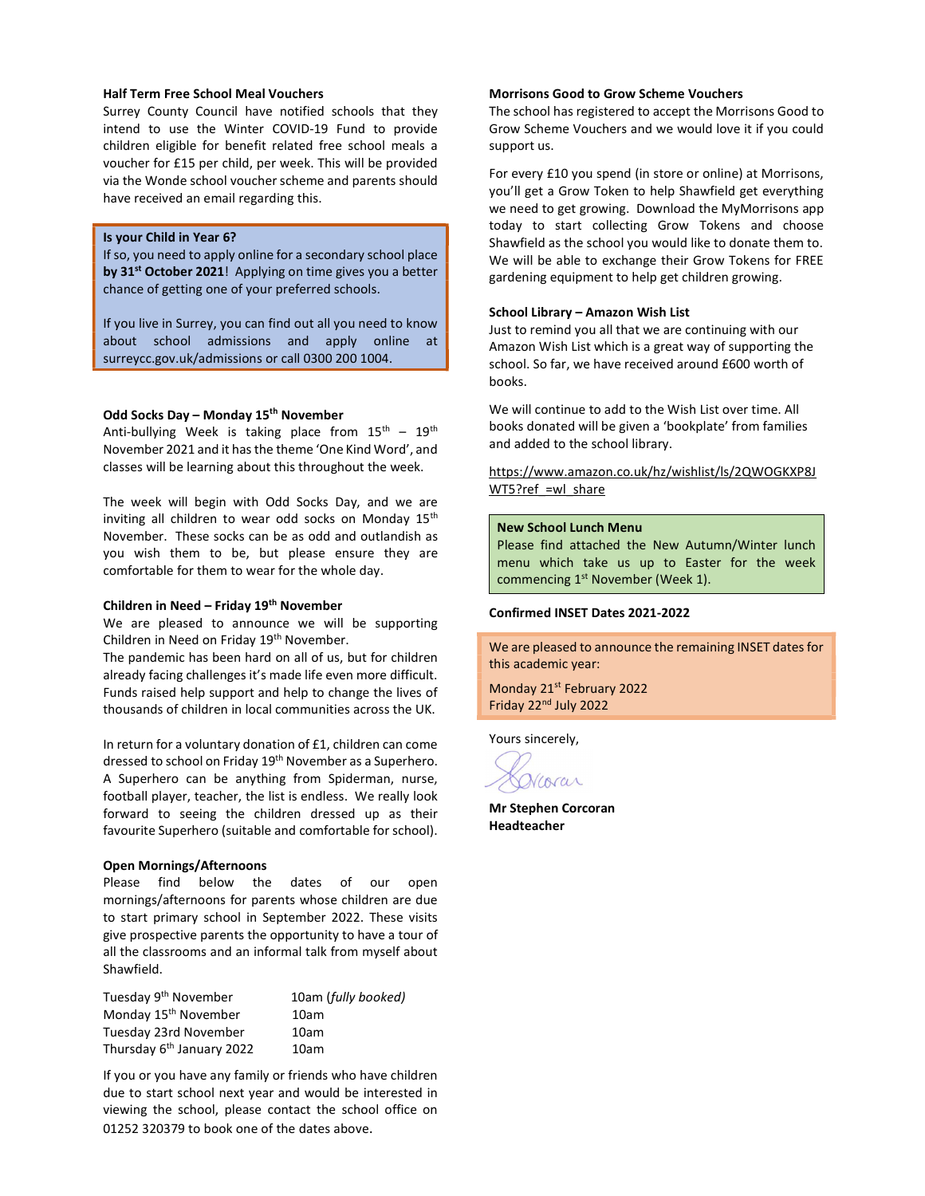### Half Term Free School Meal Vouchers

Surrey County Council have notified schools that they intend to use the Winter COVID-19 Fund to provide children eligible for benefit related free school meals a voucher for £15 per child, per week. This will be provided via the Wonde school voucher scheme and parents should have received an email regarding this.

### Is your Child in Year 6?

If so, you need to apply online for a secondary school place **by 31st October 2021**! Applying on time gives you a better chance of getting one of your preferred schools.

If you live in Surrey, you can find out all you need to know about school admissions and apply online at surreycc.gov.uk/admissions or call 0300 200 1004.

### Odd Socks Day – Monday 15th November

Anti-bullying Week is taking place from 15th – 19th November 2021 and it has the theme 'One Kind Word', and classes will be learning about this throughout the week.

The week will begin with Odd Socks Day, and we are inviting all children to wear odd socks on Monday 15th November. These socks can be as odd and outlandish as you wish them to be, but please ensure they are comfortable for them to wear for the whole day.

### Children in Need – Friday 19th November

We are pleased to announce we will be supporting Children in Need on Friday 19th November.

The pandemic has been hard on all of us, but for children already facing challenges it's made life even more difficult. Funds raised help support and help to change the lives of thousands of children in local communities across the UK.

In return for a voluntary donation of £1, children can come dressed to school on Friday 19th November as a Superhero. A Superhero can be anything from Spiderman, nurse, football player, teacher, the list is endless. We really look forward to seeing the children dressed up as their favourite Superhero (suitable and comfortable for school).

### Open Mornings/Afternoons

Please find below the dates of our open mornings/afternoons for parents whose children are due to start primary school in September 2022. These visits give prospective parents the opportunity to have a tour of all the classrooms and an informal talk from myself about Shawfield.

| | |
|---|---|
| Tuesday 9th November | 10am *(fully booked)* |
| Monday 15th November | 10am |
| Tuesday 23rd November | 10am |
| Thursday 6th January 2022 | 10am |

If you or you have any family or friends who have children due to start school next year and would be interested in viewing the school, please contact the school office on 01252 320379 to book one of the dates above.

### Morrisons Good to Grow Scheme Vouchers

The school has registered to accept the Morrisons Good to Grow Scheme Vouchers and we would love it if you could support us.

For every £10 you spend (in store or online) at Morrisons, you'll get a Grow Token to help Shawfield get everything we need to get growing. Download the MyMorrisons app today to start collecting Grow Tokens and choose Shawfield as the school you would like to donate them to. We will be able to exchange their Grow Tokens for FREE gardening equipment to help get children growing.

### School Library – Amazon Wish List

Just to remind you all that we are continuing with our Amazon Wish List which is a great way of supporting the school. So far, we have received around £600 worth of books.

We will continue to add to the Wish List over time. All books donated will be given a 'bookplate' from families and added to the school library.

https://www.amazon.co.uk/hz/wishlist/ls/2QWOGKXP8JWT5?ref_=wl_share

### New School Lunch Menu

Please find attached the New Autumn/Winter lunch menu which take us up to Easter for the week commencing 1st November (Week 1).

### Confirmed INSET Dates 2021-2022

We are pleased to announce the remaining INSET dates for this academic year:

Monday 21st February 2022
Friday 22nd July 2022

Yours sincerely,

**Mr Stephen Corcoran**
**Headteacher**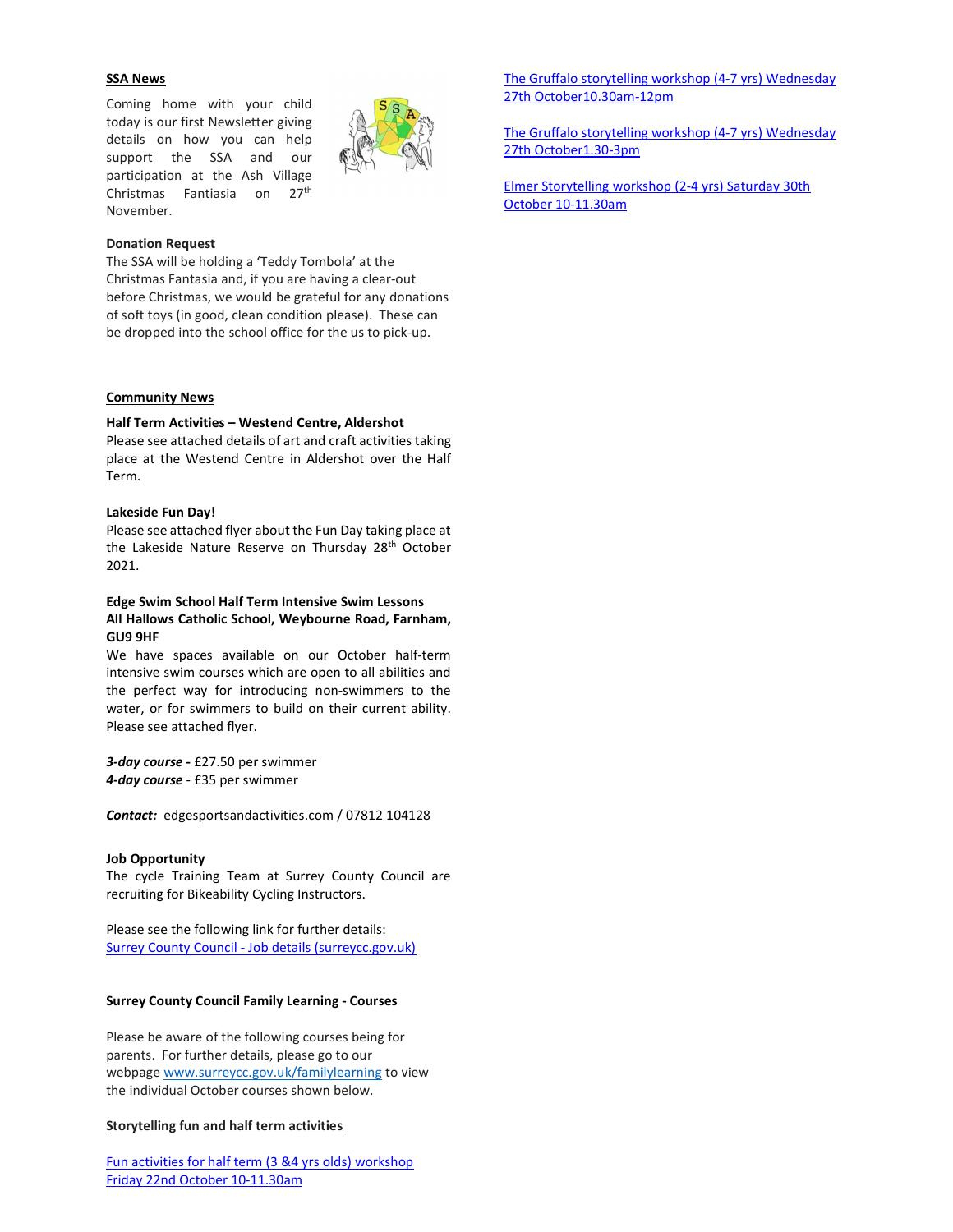## SSA News

Coming home with your child today is our first Newsletter giving details on how you can help support the SSA and our participation at the Ash Village Christmas Fantiasia on 27th November.

**Donation Request**

The SSA will be holding a 'Teddy Tombola' at the Christmas Fantasia and, if you are having a clear-out before Christmas, we would be grateful for any donations of soft toys (in good, clean condition please). These can be dropped into the school office for the us to pick-up.

## Community News

**Half Term Activities – Westend Centre, Aldershot**

Please see attached details of art and craft activities taking place at the Westend Centre in Aldershot over the Half Term.

**Lakeside Fun Day!**

Please see attached flyer about the Fun Day taking place at the Lakeside Nature Reserve on Thursday 28th October 2021.

**Edge Swim School Half Term Intensive Swim Lessons**
**All Hallows Catholic School, Weybourne Road, Farnham, GU9 9HF**

We have spaces available on our October half-term intensive swim courses which are open to all abilities and the perfect way for introducing non-swimmers to the water, or for swimmers to build on their current ability. Please see attached flyer.

***3-day course*** **-** £27.50 per swimmer
***4-day course*** - £35 per swimmer

***Contact:*** edgesportsandactivities.com / 07812 104128

**Job Opportunity**

The cycle Training Team at Surrey County Council are recruiting for Bikeability Cycling Instructors.

Please see the following link for further details:
Surrey County Council - Job details (surreycc.gov.uk)

**Surrey County Council Family Learning - Courses**

Please be aware of the following courses being for parents. For further details, please go to our webpage www.surreycc.gov.uk/familylearning to view the individual October courses shown below.

**Storytelling fun and half term activities**

Fun activities for half term (3 &4 yrs olds) workshop Friday 22nd October 10-11.30am

The Gruffalo storytelling workshop (4-7 yrs) Wednesday 27th October10.30am-12pm

The Gruffalo storytelling workshop (4-7 yrs) Wednesday 27th October1.30-3pm

Elmer Storytelling workshop (2-4 yrs) Saturday 30th October 10-11.30am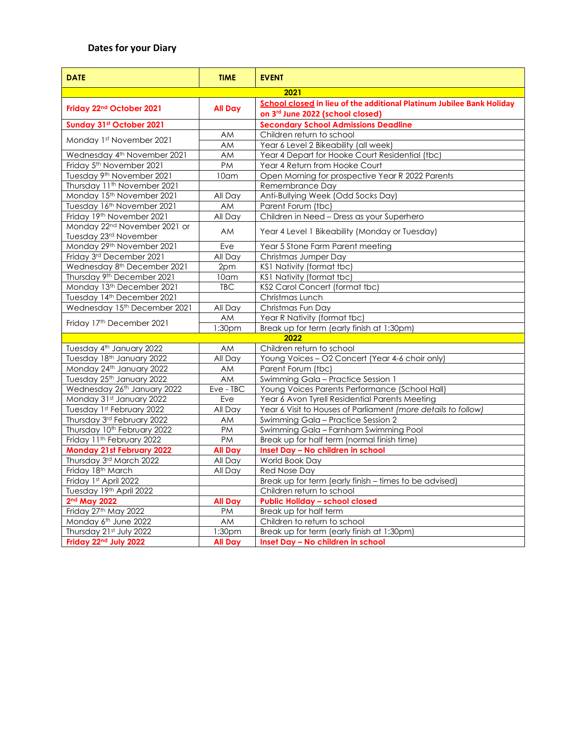## Dates for your Diary

| DATE | TIME | EVENT |
|---|---|---|
| **2021** | | |
| **Friday 22nd October 2021** | **All Day** | **School closed in lieu of the additional Platinum Jubilee Bank Holiday on 3rd June 2022 (school closed)** |
| **Sunday 31st October 2021** | | **Secondary School Admissions Deadline** |
| Monday 1st November 2021 | AM | Children return to school |
| | AM | Year 6 Level 2 Bikeability (all week) |
| Wednesday 4th November 2021 | AM | Year 4 Depart for Hooke Court Residential (tbc) |
| Friday 5th November 2021 | PM | Year 4 Return from Hooke Court |
| Tuesday 9th November 2021 | 10am | Open Morning for prospective Year R 2022 Parents |
| Thursday 11th November 2021 | | Remembrance Day |
| Monday 15th November 2021 | All Day | Anti-Bullying Week (Odd Socks Day) |
| Tuesday 16th November 2021 | AM | Parent Forum (tbc) |
| Friday 19th November 2021 | All Day | Children in Need – Dress as your Superhero |
| Monday 22nd November 2021 or Tuesday 23rd November | AM | Year 4 Level 1 Bikeability (Monday or Tuesday) |
| Monday 29th November 2021 | Eve | Year 5 Stone Farm Parent meeting |
| Friday 3rd December 2021 | All Day | Christmas Jumper Day |
| Wednesday 8th December 2021 | 2pm | KS1 Nativity (format tbc) |
| Thursday 9th December 2021 | 10am | KS1 Nativity (format tbc) |
| Monday 13th December 2021 | TBC | KS2 Carol Concert (format tbc) |
| Tuesday 14th December 2021 | | Christmas Lunch |
| Wednesday 15th December 2021 | All Day | Christmas Fun Day |
| Friday 17th December 2021 | AM | Year R Nativity (format tbc) |
| | 1:30pm | Break up for term (early finish at 1:30pm) |
| **2022** | | |
| Tuesday 4th January 2022 | AM | Children return to school |
| Tuesday 18th January 2022 | All Day | Young Voices – O2 Concert (Year 4-6 choir only) |
| Monday 24th January 2022 | AM | Parent Forum (tbc) |
| Tuesday 25th January 2022 | AM | Swimming Gala – Practice Session 1 |
| Wednesday 26th January 2022 | Eve - TBC | Young Voices Parents Performance (School Hall) |
| Monday 31st January 2022 | Eve | Year 6 Avon Tyrell Residential Parents Meeting |
| Tuesday 1st February 2022 | All Day | Year 6 Visit to Houses of Parliament *(more details to follow)* |
| Thursday 3rd February 2022 | AM | Swimming Gala – Practice Session 2 |
| Thursday 10th February 2022 | PM | Swimming Gala – Farnham Swimming Pool |
| Friday 11th February 2022 | PM | Break up for half term (normal finish time) |
| **Monday 21st February 2022** | **All Day** | **Inset Day – No children in school** |
| Thursday 3rd March 2022 | All Day | World Book Day |
| Friday 18th March | All Day | Red Nose Day |
| Friday 1st April 2022 | | Break up for term (early finish – times to be advised) |
| Tuesday 19th April 2022 | | Children return to school |
| **2nd May 2022** | **All Day** | **Public Holiday – school closed** |
| Friday 27th May 2022 | PM | Break up for half term |
| Monday 6th June 2022 | AM | Children to return to school |
| Thursday 21st July 2022 | 1:30pm | Break up for term (early finish at 1:30pm) |
| **Friday 22nd July 2022** | **All Day** | **Inset Day – No children in school** |